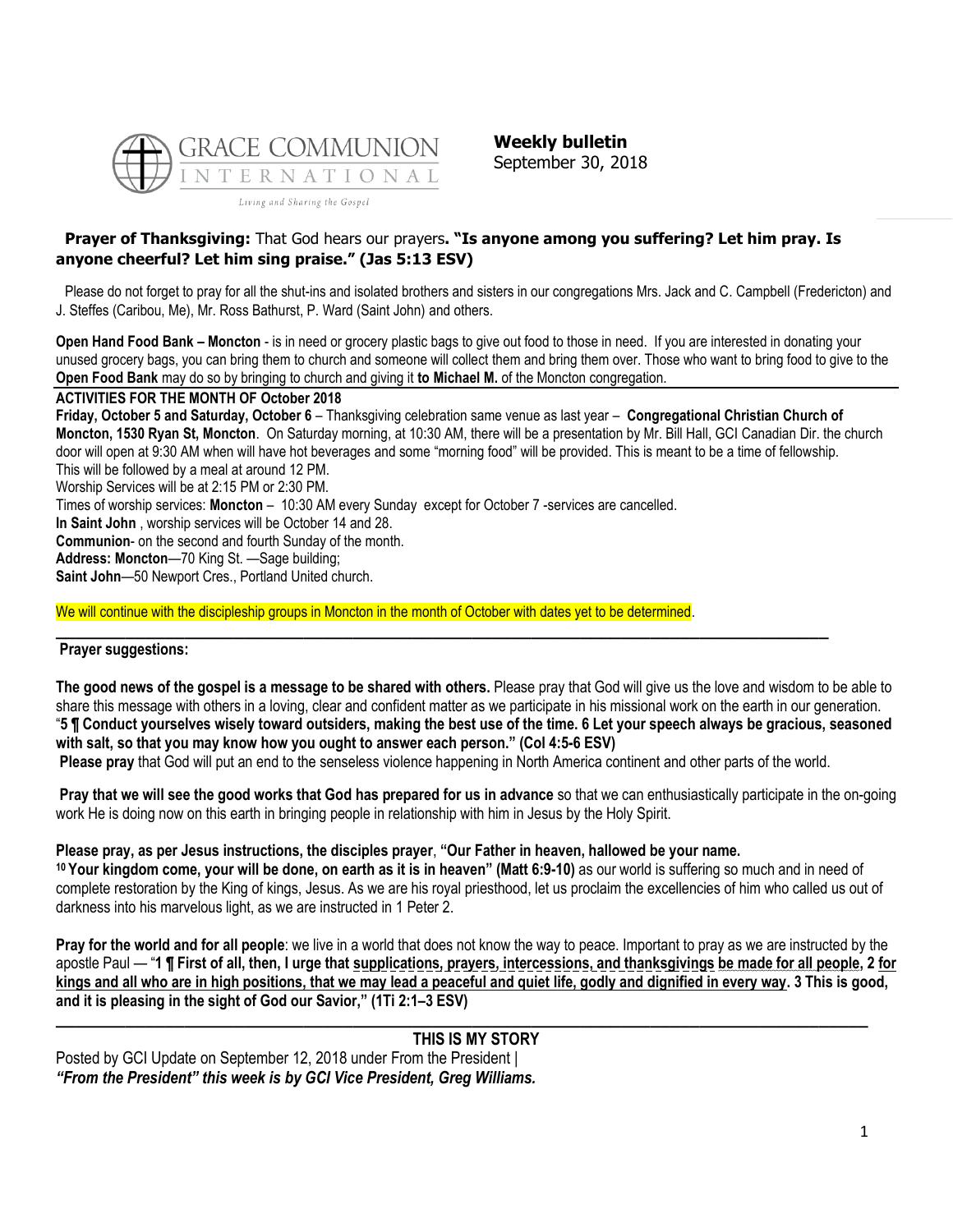GRACE COMMUNION INTERNATIONAL

Living and Sharing the Gospel

**Weekly bulletin**
September 30, 2018

**Prayer of Thanksgiving:** That God hears our prayers**. "Is anyone among you suffering? Let him pray. Is anyone cheerful? Let him sing praise." (Jas 5:13 ESV)**

Please do not forget to pray for all the shut-ins and isolated brothers and sisters in our congregations Mrs. Jack and C. Campbell (Fredericton) and J. Steffes (Caribou, Me), Mr. Ross Bathurst, P. Ward (Saint John) and others.

**Open Hand Food Bank – Moncton** - is in need or grocery plastic bags to give out food to those in need. If you are interested in donating your unused grocery bags, you can bring them to church and someone will collect them and bring them over. Those who want to bring food to give to the **Open Food Bank** may do so by bringing to church and giving it **to Michael M.** of the Moncton congregation.

**ACTIVITIES FOR THE MONTH OF October 2018**

**Friday, October 5 and Saturday, October 6** – Thanksgiving celebration same venue as last year – **Congregational Christian Church of Moncton, 1530 Ryan St, Moncton**. On Saturday morning, at 10:30 AM, there will be a presentation by Mr. Bill Hall, GCI Canadian Dir. the church door will open at 9:30 AM when will have hot beverages and some "morning food" will be provided. This is meant to be a time of fellowship. This will be followed by a meal at around 12 PM.

Worship Services will be at 2:15 PM or 2:30 PM.

Times of worship services: **Moncton** – 10:30 AM every Sunday except for October 7 -services are cancelled.

**In Saint John** , worship services will be October 14 and 28.

**Communion**- on the second and fourth Sunday of the month.

**Address: Moncton**—70 King St. —Sage building;

**Saint John**—50 Newport Cres., Portland United church.

We will continue with the discipleship groups in Moncton in the month of October with dates yet to be determined.

---

**Prayer suggestions:**

**The good news of the gospel is a message to be shared with others.** Please pray that God will give us the love and wisdom to be able to share this message with others in a loving, clear and confident matter as we participate in his missional work on the earth in our generation. "**5 ¶ Conduct yourselves wisely toward outsiders, making the best use of the time. 6 Let your speech always be gracious, seasoned with salt, so that you may know how you ought to answer each person." (Col 4:5-6 ESV)**

**Please pray** that God will put an end to the senseless violence happening in North America continent and other parts of the world.

**Pray that we will see the good works that God has prepared for us in advance** so that we can enthusiastically participate in the on-going work He is doing now on this earth in bringing people in relationship with him in Jesus by the Holy Spirit.

**Please pray, as per Jesus instructions, the disciples prayer**, **"Our Father in heaven, hallowed be your name.**
**10 Your kingdom come, your will be done, on earth as it is in heaven" (Matt 6:9-10)** as our world is suffering so much and in need of complete restoration by the King of kings, Jesus. As we are his royal priesthood, let us proclaim the excellencies of him who called us out of darkness into his marvelous light, as we are instructed in 1 Peter 2.

**Pray for the world and for all people**: we live in a world that does not know the way to peace. Important to pray as we are instructed by the apostle Paul — "**1 ¶ First of all, then, I urge that supplications, prayers, intercessions, and thanksgivings be made for all people, 2 for kings and all who are in high positions, that we may lead a peaceful and quiet life, godly and dignified in every way. 3 This is good, and it is pleasing in the sight of God our Savior," (1Ti 2:1–3 ESV)**

---

## THIS IS MY STORY

Posted by GCI Update on September 12, 2018 under From the President |
***"From the President" this week is by GCI Vice President, Greg Williams.***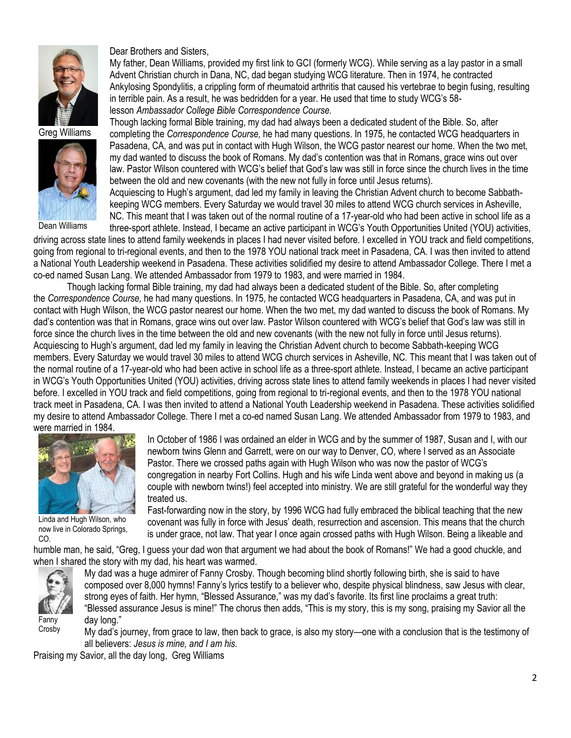Greg Williams

Dean Williams

Dear Brothers and Sisters,

My father, Dean Williams, provided my first link to GCI (formerly WCG). While serving as a lay pastor in a small Advent Christian church in Dana, NC, dad began studying WCG literature. Then in 1974, he contracted Ankylosing Spondylitis, a crippling form of rheumatoid arthritis that caused his vertebrae to begin fusing, resulting in terrible pain. As a result, he was bedridden for a year. He used that time to study WCG's 58-lesson *Ambassador College Bible Correspondence Course.*

Though lacking formal Bible training, my dad had always been a dedicated student of the Bible. So, after completing the *Correspondence Course,* he had many questions. In 1975, he contacted WCG headquarters in Pasadena, CA, and was put in contact with Hugh Wilson, the WCG pastor nearest our home. When the two met, my dad wanted to discuss the book of Romans. My dad's contention was that in Romans, grace wins out over law. Pastor Wilson countered with WCG's belief that God's law was still in force since the church lives in the time between the old and new covenants (with the new not fully in force until Jesus returns).

Acquiescing to Hugh's argument, dad led my family in leaving the Christian Advent church to become Sabbath-keeping WCG members. Every Saturday we would travel 30 miles to attend WCG church services in Asheville, NC. This meant that I was taken out of the normal routine of a 17-year-old who had been active in school life as a three-sport athlete. Instead, I became an active participant in WCG's Youth Opportunities United (YOU) activities, driving across state lines to attend family weekends in places I had never visited before. I excelled in YOU track and field competitions, going from regional to tri-regional events, and then to the 1978 YOU national track meet in Pasadena, CA. I was then invited to attend a National Youth Leadership weekend in Pasadena. These activities solidified my desire to attend Ambassador College. There I met a co-ed named Susan Lang. We attended Ambassador from 1979 to 1983, and were married in 1984.

Though lacking formal Bible training, my dad had always been a dedicated student of the Bible. So, after completing the *Correspondence Course,* he had many questions. In 1975, he contacted WCG headquarters in Pasadena, CA, and was put in contact with Hugh Wilson, the WCG pastor nearest our home. When the two met, my dad wanted to discuss the book of Romans. My dad's contention was that in Romans, grace wins out over law. Pastor Wilson countered with WCG's belief that God's law was still in force since the church lives in the time between the old and new covenants (with the new not fully in force until Jesus returns). Acquiescing to Hugh's argument, dad led my family in leaving the Christian Advent church to become Sabbath-keeping WCG members. Every Saturday we would travel 30 miles to attend WCG church services in Asheville, NC. This meant that I was taken out of the normal routine of a 17-year-old who had been active in school life as a three-sport athlete. Instead, I became an active participant in WCG's Youth Opportunities United (YOU) activities, driving across state lines to attend family weekends in places I had never visited before. I excelled in YOU track and field competitions, going from regional to tri-regional events, and then to the 1978 YOU national track meet in Pasadena, CA. I was then invited to attend a National Youth Leadership weekend in Pasadena. These activities solidified my desire to attend Ambassador College. There I met a co-ed named Susan Lang. We attended Ambassador from 1979 to 1983, and were married in 1984.

In October of 1986 I was ordained an elder in WCG and by the summer of 1987, Susan and I, with our newborn twins Glenn and Garrett, were on our way to Denver, CO, where I served as an Associate Pastor. There we crossed paths again with Hugh Wilson who was now the pastor of WCG's congregation in nearby Fort Collins. Hugh and his wife Linda went above and beyond in making us (a couple with newborn twins!) feel accepted into ministry. We are still grateful for the wonderful way they treated us.

Linda and Hugh Wilson, who now live in Colorado Springs, CO.

Fast-forwarding now in the story, by 1996 WCG had fully embraced the biblical teaching that the new covenant was fully in force with Jesus' death, resurrection and ascension. This means that the church is under grace, not law. That year I once again crossed paths with Hugh Wilson. Being a likeable and humble man, he said, "Greg, I guess your dad won that argument we had about the book of Romans!" We had a good chuckle, and when I shared the story with my dad, his heart was warmed.

My dad was a huge admirer of Fanny Crosby. Though becoming blind shortly following birth, she is said to have composed over 8,000 hymns! Fanny's lyrics testify to a believer who, despite physical blindness, saw Jesus with clear, strong eyes of faith. Her hymn, "Blessed Assurance," was my dad's favorite. Its first line proclaims a great truth: "Blessed assurance Jesus is mine!" The chorus then adds, "This is my story, this is my song, praising my Savior all the day long."

Fanny Crosby

My dad's journey, from grace to law, then back to grace, is also my story—one with a conclusion that is the testimony of all believers: *Jesus is mine, and I am his.*

Praising my Savior, all the day long, Greg Williams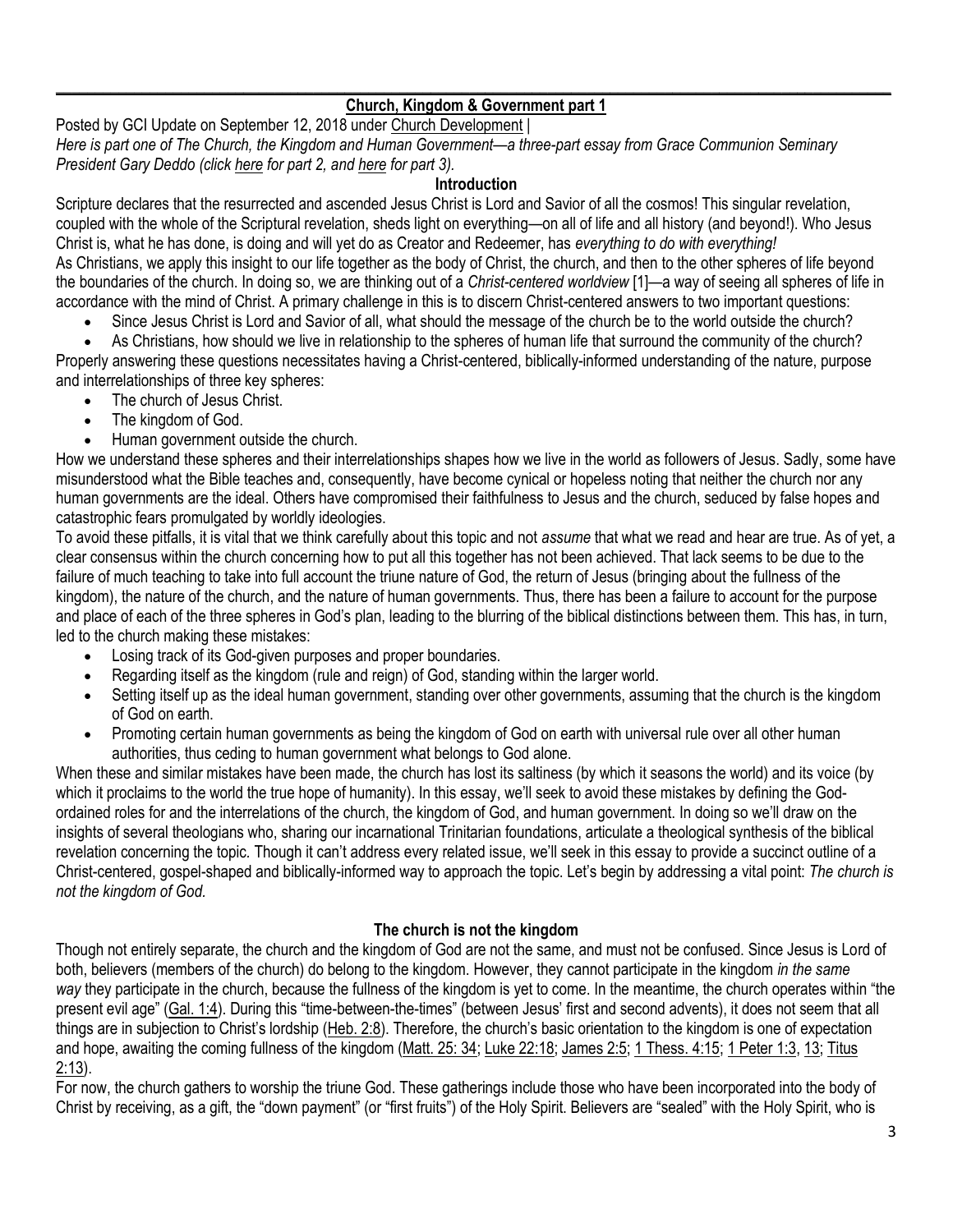## Church, Kingdom & Government part 1

Posted by GCI Update on September 12, 2018 under Church Development |

*Here is part one of The Church, the Kingdom and Human Government—a three-part essay from Grace Communion Seminary President Gary Deddo (click here for part 2, and here for part 3).*

### Introduction

Scripture declares that the resurrected and ascended Jesus Christ is Lord and Savior of all the cosmos! This singular revelation, coupled with the whole of the Scriptural revelation, sheds light on everything—on all of life and all history (and beyond!). Who Jesus Christ is, what he has done, is doing and will yet do as Creator and Redeemer, has *everything to do with everything!*

As Christians, we apply this insight to our life together as the body of Christ, the church, and then to the other spheres of life beyond the boundaries of the church. In doing so, we are thinking out of a *Christ-centered worldview* [1]—a way of seeing all spheres of life in accordance with the mind of Christ. A primary challenge in this is to discern Christ-centered answers to two important questions:

- Since Jesus Christ is Lord and Savior of all, what should the message of the church be to the world outside the church?
- As Christians, how should we live in relationship to the spheres of human life that surround the community of the church?

Properly answering these questions necessitates having a Christ-centered, biblically-informed understanding of the nature, purpose and interrelationships of three key spheres:

- The church of Jesus Christ.
- The kingdom of God.
- Human government outside the church.

How we understand these spheres and their interrelationships shapes how we live in the world as followers of Jesus. Sadly, some have misunderstood what the Bible teaches and, consequently, have become cynical or hopeless noting that neither the church nor any human governments are the ideal. Others have compromised their faithfulness to Jesus and the church, seduced by false hopes and catastrophic fears promulgated by worldly ideologies.

To avoid these pitfalls, it is vital that we think carefully about this topic and not *assume* that what we read and hear are true. As of yet, a clear consensus within the church concerning how to put all this together has not been achieved. That lack seems to be due to the failure of much teaching to take into full account the triune nature of God, the return of Jesus (bringing about the fullness of the kingdom), the nature of the church, and the nature of human governments. Thus, there has been a failure to account for the purpose and place of each of the three spheres in God's plan, leading to the blurring of the biblical distinctions between them. This has, in turn, led to the church making these mistakes:

- Losing track of its God-given purposes and proper boundaries.
- Regarding itself as the kingdom (rule and reign) of God, standing within the larger world.
- Setting itself up as the ideal human government, standing over other governments, assuming that the church is the kingdom of God on earth.
- Promoting certain human governments as being the kingdom of God on earth with universal rule over all other human authorities, thus ceding to human government what belongs to God alone.

When these and similar mistakes have been made, the church has lost its saltiness (by which it seasons the world) and its voice (by which it proclaims to the world the true hope of humanity). In this essay, we'll seek to avoid these mistakes by defining the God-ordained roles for and the interrelations of the church, the kingdom of God, and human government. In doing so we'll draw on the insights of several theologians who, sharing our incarnational Trinitarian foundations, articulate a theological synthesis of the biblical revelation concerning the topic. Though it can't address every related issue, we'll seek in this essay to provide a succinct outline of a Christ-centered, gospel-shaped and biblically-informed way to approach the topic. Let's begin by addressing a vital point: *The church is not the kingdom of God.*

### The church is not the kingdom

Though not entirely separate, the church and the kingdom of God are not the same, and must not be confused. Since Jesus is Lord of both, believers (members of the church) do belong to the kingdom. However, they cannot participate in the kingdom *in the same way* they participate in the church, because the fullness of the kingdom is yet to come. In the meantime, the church operates within "the present evil age" (Gal. 1:4). During this "time-between-the-times" (between Jesus' first and second advents), it does not seem that all things are in subjection to Christ's lordship (Heb. 2:8). Therefore, the church's basic orientation to the kingdom is one of expectation and hope, awaiting the coming fullness of the kingdom (Matt. 25: 34; Luke 22:18; James 2:5; 1 Thess. 4:15; 1 Peter 1:3, 13; Titus 2:13).

For now, the church gathers to worship the triune God. These gatherings include those who have been incorporated into the body of Christ by receiving, as a gift, the "down payment" (or "first fruits") of the Holy Spirit. Believers are "sealed" with the Holy Spirit, who is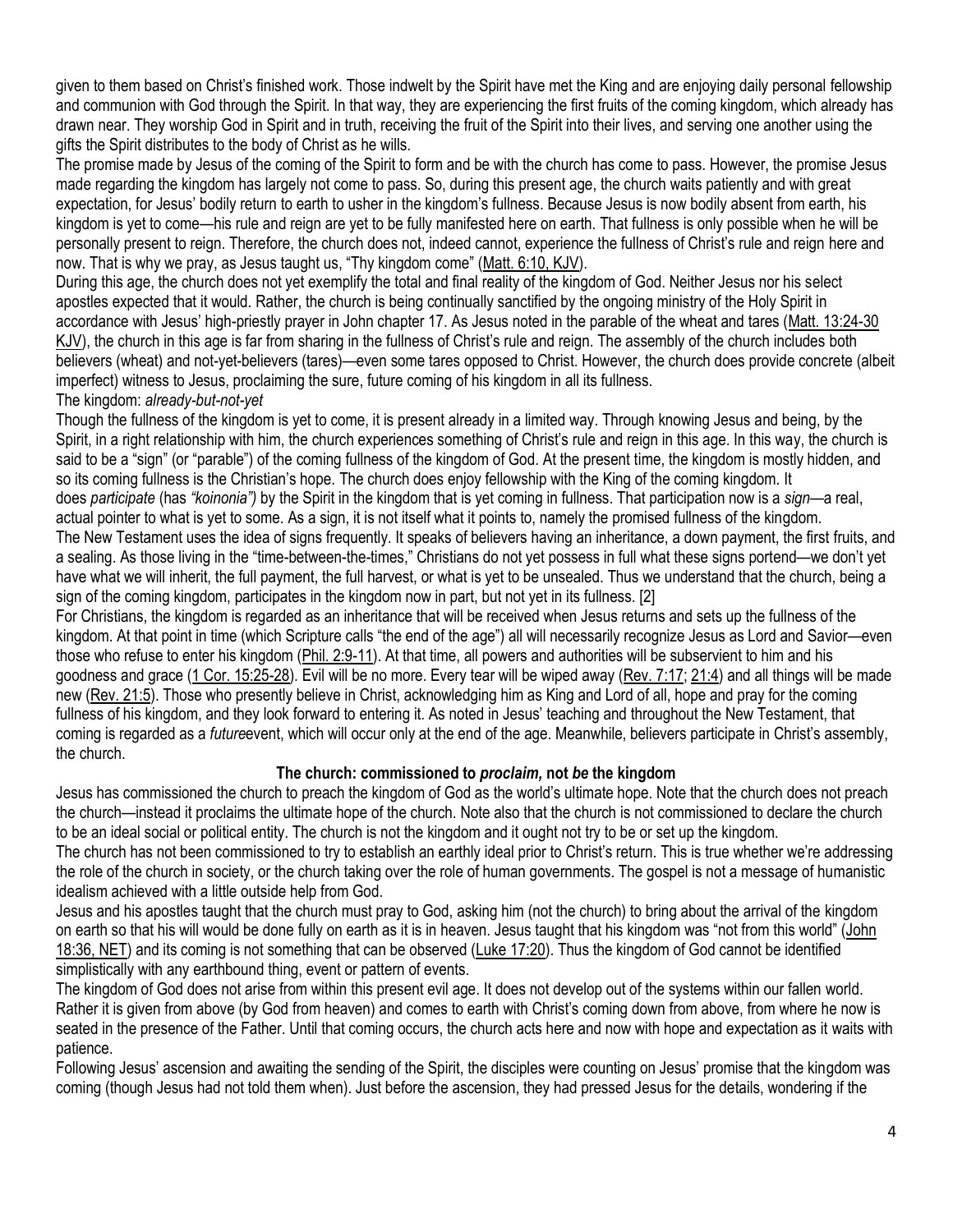given to them based on Christ's finished work. Those indwelt by the Spirit have met the King and are enjoying daily personal fellowship and communion with God through the Spirit. In that way, they are experiencing the first fruits of the coming kingdom, which already has drawn near. They worship God in Spirit and in truth, receiving the fruit of the Spirit into their lives, and serving one another using the gifts the Spirit distributes to the body of Christ as he wills.

The promise made by Jesus of the coming of the Spirit to form and be with the church has come to pass. However, the promise Jesus made regarding the kingdom has largely not come to pass. So, during this present age, the church waits patiently and with great expectation, for Jesus' bodily return to earth to usher in the kingdom's fullness. Because Jesus is now bodily absent from earth, his kingdom is yet to come—his rule and reign are yet to be fully manifested here on earth. That fullness is only possible when he will be personally present to reign. Therefore, the church does not, indeed cannot, experience the fullness of Christ's rule and reign here and now. That is why we pray, as Jesus taught us, "Thy kingdom come" (Matt. 6:10, KJV).

During this age, the church does not yet exemplify the total and final reality of the kingdom of God. Neither Jesus nor his select apostles expected that it would. Rather, the church is being continually sanctified by the ongoing ministry of the Holy Spirit in accordance with Jesus' high-priestly prayer in John chapter 17. As Jesus noted in the parable of the wheat and tares (Matt. 13:24-30 KJV), the church in this age is far from sharing in the fullness of Christ's rule and reign. The assembly of the church includes both believers (wheat) and not-yet-believers (tares)—even some tares opposed to Christ. However, the church does provide concrete (albeit imperfect) witness to Jesus, proclaiming the sure, future coming of his kingdom in all its fullness.

The kingdom: *already-but-not-yet*

Though the fullness of the kingdom is yet to come, it is present already in a limited way. Through knowing Jesus and being, by the Spirit, in a right relationship with him, the church experiences something of Christ's rule and reign in this age. In this way, the church is said to be a "sign" (or "parable") of the coming fullness of the kingdom of God. At the present time, the kingdom is mostly hidden, and so its coming fullness is the Christian's hope. The church does enjoy fellowship with the King of the coming kingdom. It does *participate* (has *"koinonia")* by the Spirit in the kingdom that is yet coming in fullness. That participation now is a *sign*—a real, actual pointer to what is yet to some. As a sign, it is not itself what it points to, namely the promised fullness of the kingdom.

The New Testament uses the idea of signs frequently. It speaks of believers having an inheritance, a down payment, the first fruits, and a sealing. As those living in the "time-between-the-times," Christians do not yet possess in full what these signs portend—we don't yet have what we will inherit, the full payment, the full harvest, or what is yet to be unsealed. Thus we understand that the church, being a sign of the coming kingdom, participates in the kingdom now in part, but not yet in its fullness. [2]

For Christians, the kingdom is regarded as an inheritance that will be received when Jesus returns and sets up the fullness of the kingdom. At that point in time (which Scripture calls "the end of the age") all will necessarily recognize Jesus as Lord and Savior—even those who refuse to enter his kingdom (Phil. 2:9-11). At that time, all powers and authorities will be subservient to him and his goodness and grace (1 Cor. 15:25-28). Evil will be no more. Every tear will be wiped away (Rev. 7:17; 21:4) and all things will be made new (Rev. 21:5). Those who presently believe in Christ, acknowledging him as King and Lord of all, hope and pray for the coming fullness of his kingdom, and they look forward to entering it. As noted in Jesus' teaching and throughout the New Testament, that coming is regarded as a *future*event, which will occur only at the end of the age. Meanwhile, believers participate in Christ's assembly, the church.

### The church: commissioned to *proclaim,* not *be* the kingdom

Jesus has commissioned the church to preach the kingdom of God as the world's ultimate hope. Note that the church does not preach the church—instead it proclaims the ultimate hope of the church. Note also that the church is not commissioned to declare the church to be an ideal social or political entity. The church is not the kingdom and it ought not try to be or set up the kingdom.

The church has not been commissioned to try to establish an earthly ideal prior to Christ's return. This is true whether we're addressing the role of the church in society, or the church taking over the role of human governments. The gospel is not a message of humanistic idealism achieved with a little outside help from God.

Jesus and his apostles taught that the church must pray to God, asking him (not the church) to bring about the arrival of the kingdom on earth so that his will would be done fully on earth as it is in heaven. Jesus taught that his kingdom was "not from this world" (John 18:36, NET) and its coming is not something that can be observed (Luke 17:20). Thus the kingdom of God cannot be identified simplistically with any earthbound thing, event or pattern of events.

The kingdom of God does not arise from within this present evil age. It does not develop out of the systems within our fallen world. Rather it is given from above (by God from heaven) and comes to earth with Christ's coming down from above, from where he now is seated in the presence of the Father. Until that coming occurs, the church acts here and now with hope and expectation as it waits with patience.

Following Jesus' ascension and awaiting the sending of the Spirit, the disciples were counting on Jesus' promise that the kingdom was coming (though Jesus had not told them when). Just before the ascension, they had pressed Jesus for the details, wondering if the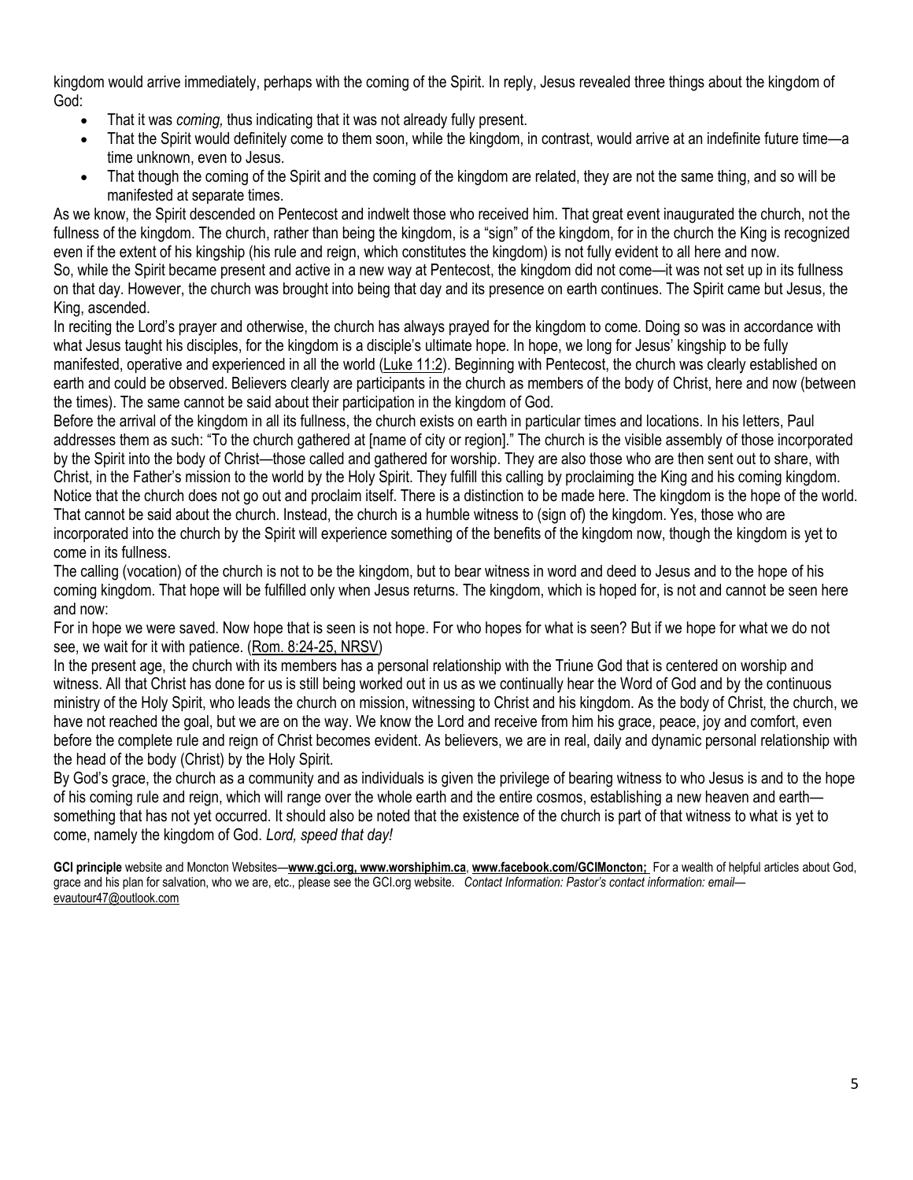kingdom would arrive immediately, perhaps with the coming of the Spirit. In reply, Jesus revealed three things about the kingdom of God:

- That it was *coming,* thus indicating that it was not already fully present.
- That the Spirit would definitely come to them soon, while the kingdom, in contrast, would arrive at an indefinite future time—a time unknown, even to Jesus.
- That though the coming of the Spirit and the coming of the kingdom are related, they are not the same thing, and so will be manifested at separate times.

As we know, the Spirit descended on Pentecost and indwelt those who received him. That great event inaugurated the church, not the fullness of the kingdom. The church, rather than being the kingdom, is a "sign" of the kingdom, for in the church the King is recognized even if the extent of his kingship (his rule and reign, which constitutes the kingdom) is not fully evident to all here and now.

So, while the Spirit became present and active in a new way at Pentecost, the kingdom did not come—it was not set up in its fullness on that day. However, the church was brought into being that day and its presence on earth continues. The Spirit came but Jesus, the King, ascended.

In reciting the Lord's prayer and otherwise, the church has always prayed for the kingdom to come. Doing so was in accordance with what Jesus taught his disciples, for the kingdom is a disciple's ultimate hope. In hope, we long for Jesus' kingship to be fully manifested, operative and experienced in all the world (Luke 11:2). Beginning with Pentecost, the church was clearly established on earth and could be observed. Believers clearly are participants in the church as members of the body of Christ, here and now (between the times). The same cannot be said about their participation in the kingdom of God.

Before the arrival of the kingdom in all its fullness, the church exists on earth in particular times and locations. In his letters, Paul addresses them as such: "To the church gathered at [name of city or region]." The church is the visible assembly of those incorporated by the Spirit into the body of Christ—those called and gathered for worship. They are also those who are then sent out to share, with Christ, in the Father's mission to the world by the Holy Spirit. They fulfill this calling by proclaiming the King and his coming kingdom. Notice that the church does not go out and proclaim itself. There is a distinction to be made here. The kingdom is the hope of the world. That cannot be said about the church. Instead, the church is a humble witness to (sign of) the kingdom. Yes, those who are incorporated into the church by the Spirit will experience something of the benefits of the kingdom now, though the kingdom is yet to come in its fullness.

The calling (vocation) of the church is not to be the kingdom, but to bear witness in word and deed to Jesus and to the hope of his coming kingdom. That hope will be fulfilled only when Jesus returns. The kingdom, which is hoped for, is not and cannot be seen here and now:

For in hope we were saved. Now hope that is seen is not hope. For who hopes for what is seen? But if we hope for what we do not see, we wait for it with patience. (Rom. 8:24-25, NRSV)

In the present age, the church with its members has a personal relationship with the Triune God that is centered on worship and witness. All that Christ has done for us is still being worked out in us as we continually hear the Word of God and by the continuous ministry of the Holy Spirit, who leads the church on mission, witnessing to Christ and his kingdom. As the body of Christ, the church, we have not reached the goal, but we are on the way. We know the Lord and receive from him his grace, peace, joy and comfort, even before the complete rule and reign of Christ becomes evident. As believers, we are in real, daily and dynamic personal relationship with the head of the body (Christ) by the Holy Spirit.

By God's grace, the church as a community and as individuals is given the privilege of bearing witness to who Jesus is and to the hope of his coming rule and reign, which will range over the whole earth and the entire cosmos, establishing a new heaven and earth—something that has not yet occurred. It should also be noted that the existence of the church is part of that witness to what is yet to come, namely the kingdom of God. *Lord, speed that day!*

**GCI principle** website and Moncton Websites—**www.gci.org, www.worshiphim.ca**, **www.facebook.com/GCIMoncton;** For a wealth of helpful articles about God, grace and his plan for salvation, who we are, etc., please see the GCI.org website. *Contact Information: Pastor's contact information: email—* evautour47@outlook.com